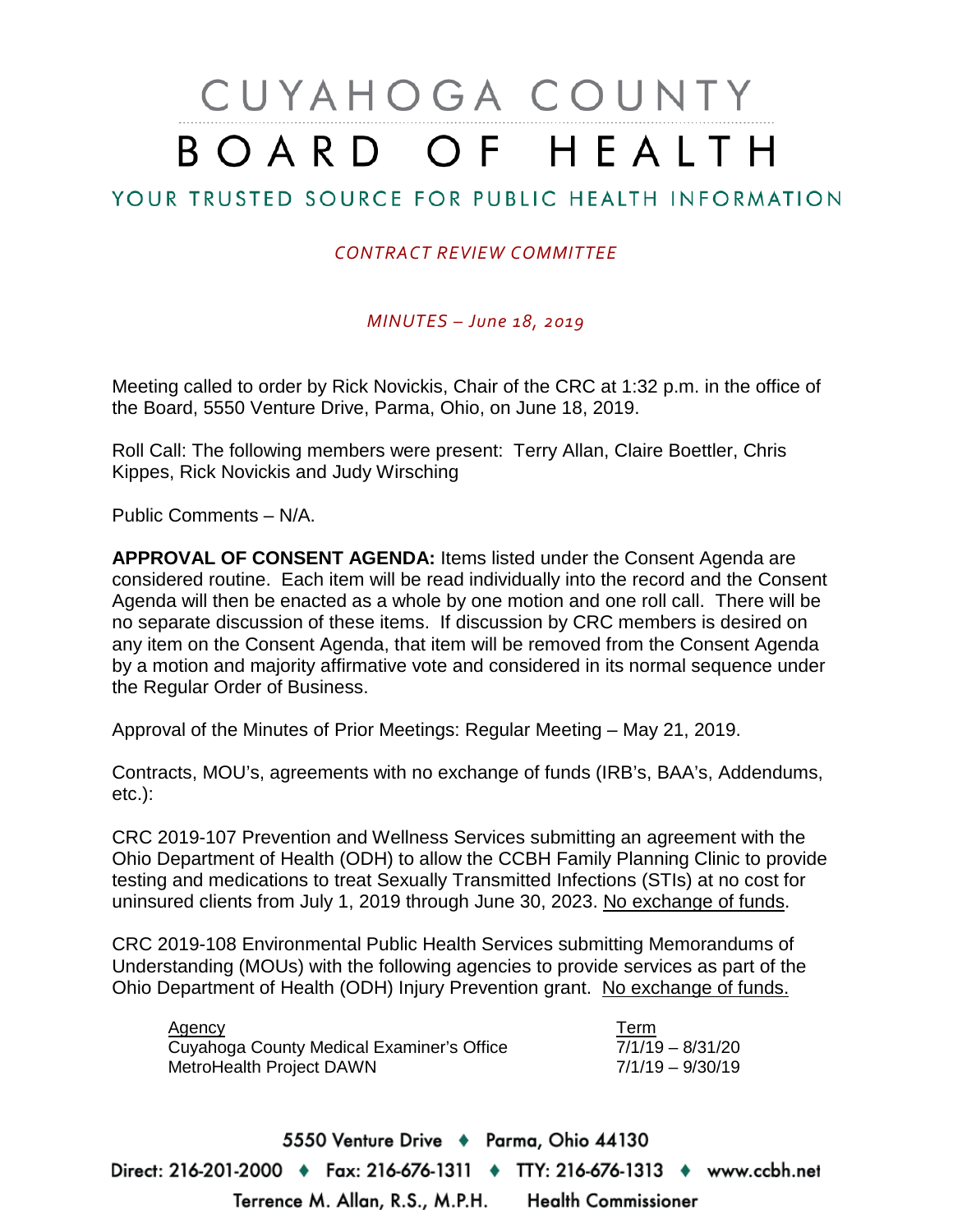# CUYAHOGA COUNTY BOARD OF HEALTH

## YOUR TRUSTED SOURCE FOR PUBLIC HEALTH INFORMATION

*CONTRACT REVIEW COMMITTEE*

*MINUTES – June 18, 2019*

Meeting called to order by Rick Novickis, Chair of the CRC at 1:32 p.m. in the office of the Board, 5550 Venture Drive, Parma, Ohio, on June 18, 2019.

Roll Call: The following members were present: Terry Allan, Claire Boettler, Chris Kippes, Rick Novickis and Judy Wirsching

Public Comments – N/A.

**APPROVAL OF CONSENT AGENDA:** Items listed under the Consent Agenda are considered routine. Each item will be read individually into the record and the Consent Agenda will then be enacted as a whole by one motion and one roll call. There will be no separate discussion of these items. If discussion by CRC members is desired on any item on the Consent Agenda, that item will be removed from the Consent Agenda by a motion and majority affirmative vote and considered in its normal sequence under the Regular Order of Business.

Approval of the Minutes of Prior Meetings: Regular Meeting – May 21, 2019.

Contracts, MOU's, agreements with no exchange of funds (IRB's, BAA's, Addendums, etc.):

CRC 2019-107 Prevention and Wellness Services submitting an agreement with the Ohio Department of Health (ODH) to allow the CCBH Family Planning Clinic to provide testing and medications to treat Sexually Transmitted Infections (STIs) at no cost for uninsured clients from July 1, 2019 through June 30, 2023. No exchange of funds.

CRC 2019-108 Environmental Public Health Services submitting Memorandums of Understanding (MOUs) with the following agencies to provide services as part of the Ohio Department of Health (ODH) Injury Prevention grant. No exchange of funds.

| Agency | Term |
|---|---|
| Cuyahoga County Medical Examiner's Office | 7/1/19 – 8/31/20 |
| MetroHealth Project DAWN | 7/1/19 – 9/30/19 |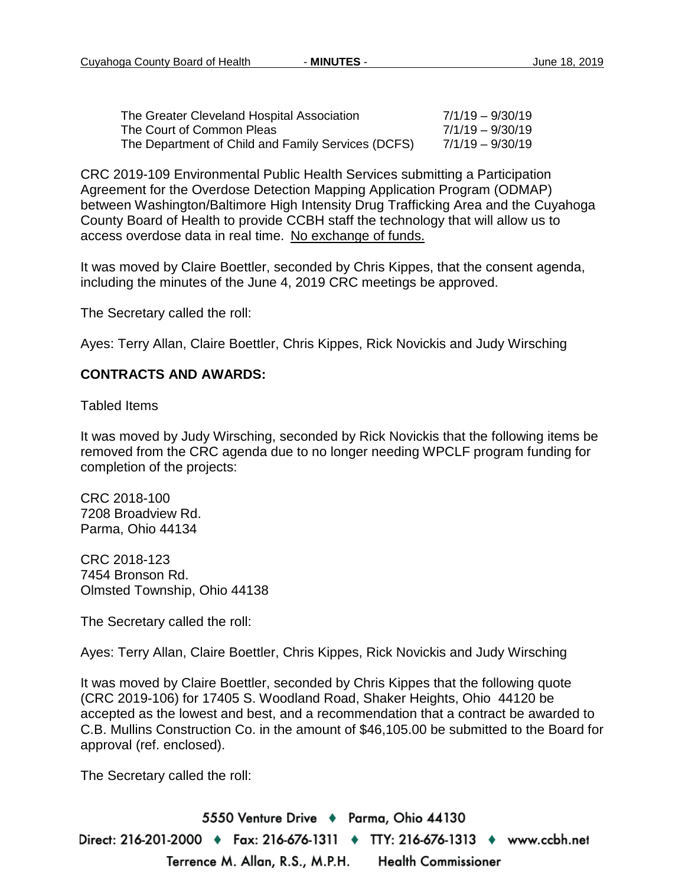| | |
|---|---|
| The Greater Cleveland Hospital Association | 7/1/19 – 9/30/19 |
| The Court of Common Pleas | 7/1/19 – 9/30/19 |
| The Department of Child and Family Services (DCFS) | 7/1/19 – 9/30/19 |

CRC 2019-109 Environmental Public Health Services submitting a Participation Agreement for the Overdose Detection Mapping Application Program (ODMAP) between Washington/Baltimore High Intensity Drug Trafficking Area and the Cuyahoga County Board of Health to provide CCBH staff the technology that will allow us to access overdose data in real time. No exchange of funds.

It was moved by Claire Boettler, seconded by Chris Kippes, that the consent agenda, including the minutes of the June 4, 2019 CRC meetings be approved.

The Secretary called the roll:

Ayes: Terry Allan, Claire Boettler, Chris Kippes, Rick Novickis and Judy Wirsching

**CONTRACTS AND AWARDS:**

Tabled Items

It was moved by Judy Wirsching, seconded by Rick Novickis that the following items be removed from the CRC agenda due to no longer needing WPCLF program funding for completion of the projects:

CRC 2018-100
7208 Broadview Rd.
Parma, Ohio 44134

CRC 2018-123
7454 Bronson Rd.
Olmsted Township, Ohio 44138

The Secretary called the roll:

Ayes: Terry Allan, Claire Boettler, Chris Kippes, Rick Novickis and Judy Wirsching

It was moved by Claire Boettler, seconded by Chris Kippes that the following quote (CRC 2019-106) for 17405 S. Woodland Road, Shaker Heights, Ohio 44120 be accepted as the lowest and best, and a recommendation that a contract be awarded to C.B. Mullins Construction Co. in the amount of $46,105.00 be submitted to the Board for approval (ref. enclosed).

The Secretary called the roll: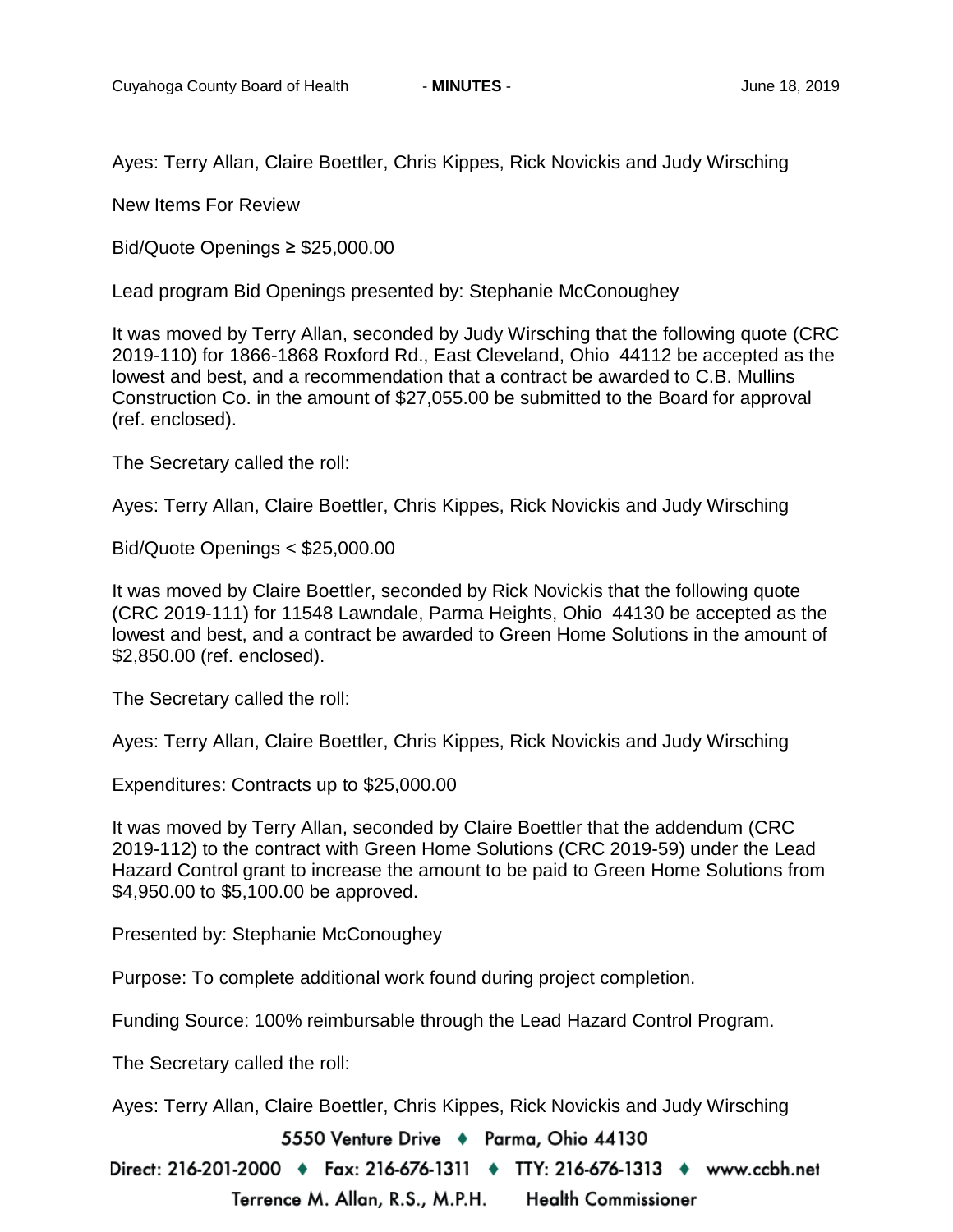Ayes: Terry Allan, Claire Boettler, Chris Kippes, Rick Novickis and Judy Wirsching

New Items For Review

Bid/Quote Openings ≥ $25,000.00

Lead program Bid Openings presented by: Stephanie McConoughey

It was moved by Terry Allan, seconded by Judy Wirsching that the following quote (CRC 2019-110) for 1866-1868 Roxford Rd., East Cleveland, Ohio 44112 be accepted as the lowest and best, and a recommendation that a contract be awarded to C.B. Mullins Construction Co. in the amount of $27,055.00 be submitted to the Board for approval (ref. enclosed).

The Secretary called the roll:

Ayes: Terry Allan, Claire Boettler, Chris Kippes, Rick Novickis and Judy Wirsching

Bid/Quote Openings < $25,000.00

It was moved by Claire Boettler, seconded by Rick Novickis that the following quote (CRC 2019-111) for 11548 Lawndale, Parma Heights, Ohio 44130 be accepted as the lowest and best, and a contract be awarded to Green Home Solutions in the amount of $2,850.00 (ref. enclosed).

The Secretary called the roll:

Ayes: Terry Allan, Claire Boettler, Chris Kippes, Rick Novickis and Judy Wirsching

Expenditures: Contracts up to $25,000.00

It was moved by Terry Allan, seconded by Claire Boettler that the addendum (CRC 2019-112) to the contract with Green Home Solutions (CRC 2019-59) under the Lead Hazard Control grant to increase the amount to be paid to Green Home Solutions from $4,950.00 to $5,100.00 be approved.

Presented by: Stephanie McConoughey

Purpose: To complete additional work found during project completion.

Funding Source: 100% reimbursable through the Lead Hazard Control Program.

The Secretary called the roll:

Ayes: Terry Allan, Claire Boettler, Chris Kippes, Rick Novickis and Judy Wirsching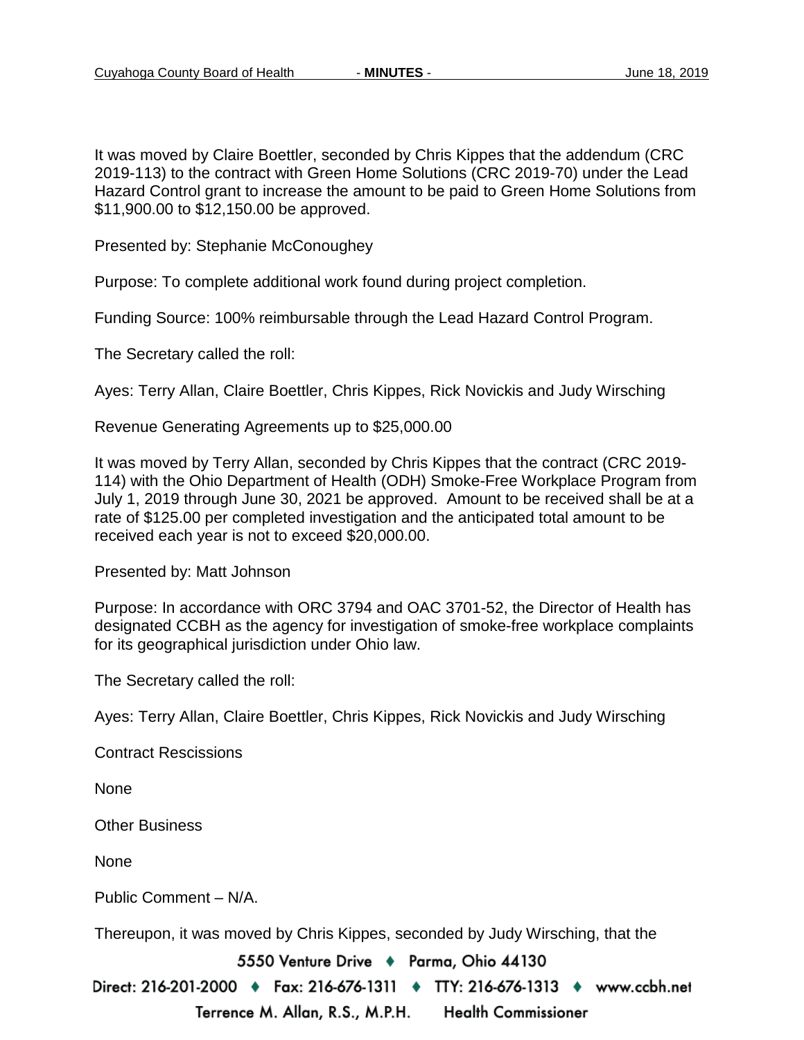It was moved by Claire Boettler, seconded by Chris Kippes that the addendum (CRC 2019-113) to the contract with Green Home Solutions (CRC 2019-70) under the Lead Hazard Control grant to increase the amount to be paid to Green Home Solutions from $11,900.00 to $12,150.00 be approved.

Presented by: Stephanie McConoughey

Purpose: To complete additional work found during project completion.

Funding Source: 100% reimbursable through the Lead Hazard Control Program.

The Secretary called the roll:

Ayes: Terry Allan, Claire Boettler, Chris Kippes, Rick Novickis and Judy Wirsching

Revenue Generating Agreements up to $25,000.00

It was moved by Terry Allan, seconded by Chris Kippes that the contract (CRC 2019-114) with the Ohio Department of Health (ODH) Smoke-Free Workplace Program from July 1, 2019 through June 30, 2021 be approved. Amount to be received shall be at a rate of $125.00 per completed investigation and the anticipated total amount to be received each year is not to exceed $20,000.00.

Presented by: Matt Johnson

Purpose: In accordance with ORC 3794 and OAC 3701-52, the Director of Health has designated CCBH as the agency for investigation of smoke-free workplace complaints for its geographical jurisdiction under Ohio law.

The Secretary called the roll:

Ayes: Terry Allan, Claire Boettler, Chris Kippes, Rick Novickis and Judy Wirsching

Contract Rescissions

None

Other Business

None

Public Comment – N/A.

Thereupon, it was moved by Chris Kippes, seconded by Judy Wirsching, that the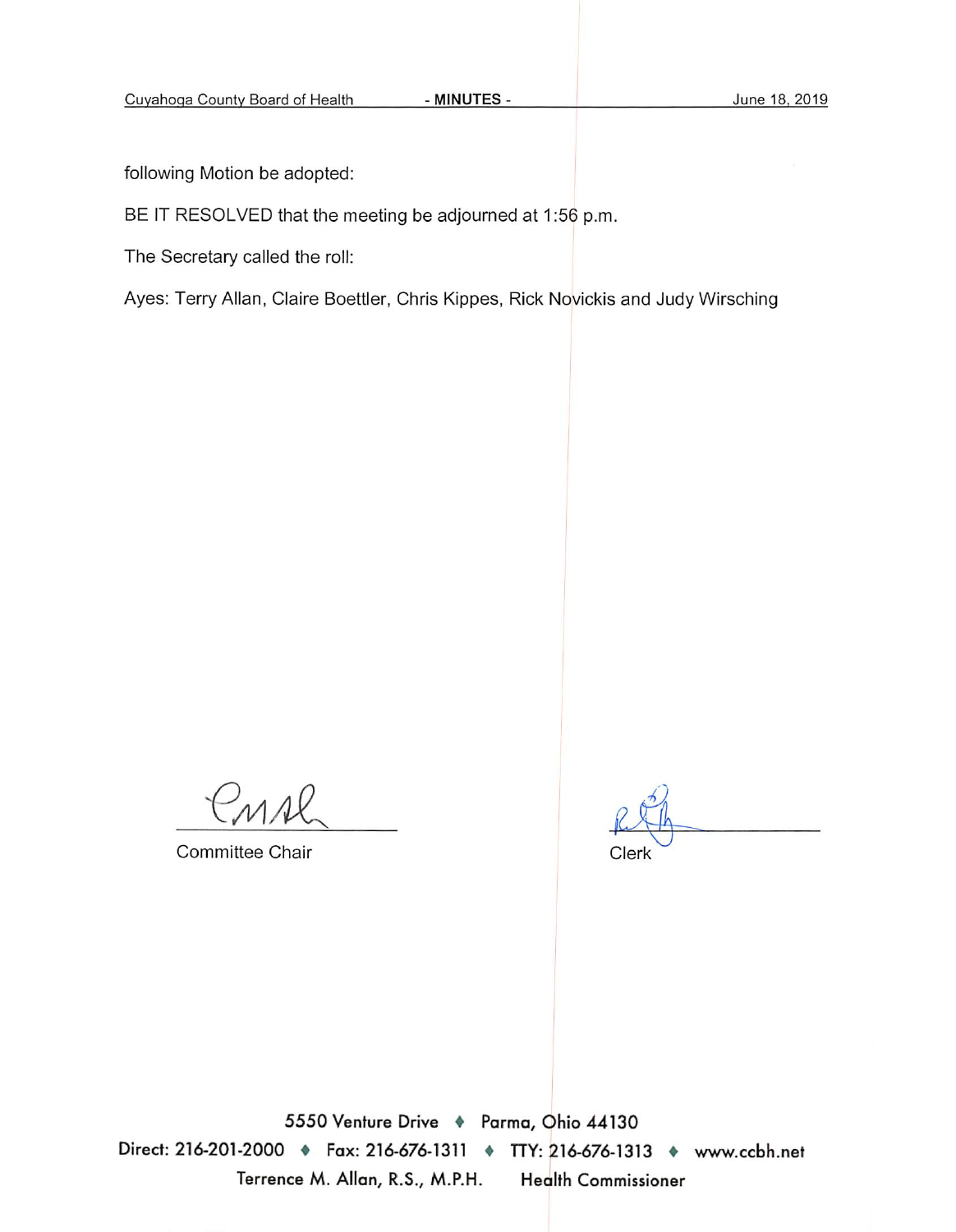following Motion be adopted:

BE IT RESOLVED that the meeting be adjourned at 1:56 p.m.

The Secretary called the roll:

Ayes: Terry Allan, Claire Boettler, Chris Kippes, Rick Novickis and Judy Wirsching

Committee Chair

Clerk

5550 Venture Drive ♦ Parma, Ohio 44130
Direct: 216-201-2000 ♦ Fax: 216-676-1311 ♦ TTY: 216-676-1313 ♦ www.ccbh.net
Terrence M. Allan, R.S., M.P.H. Health Commissioner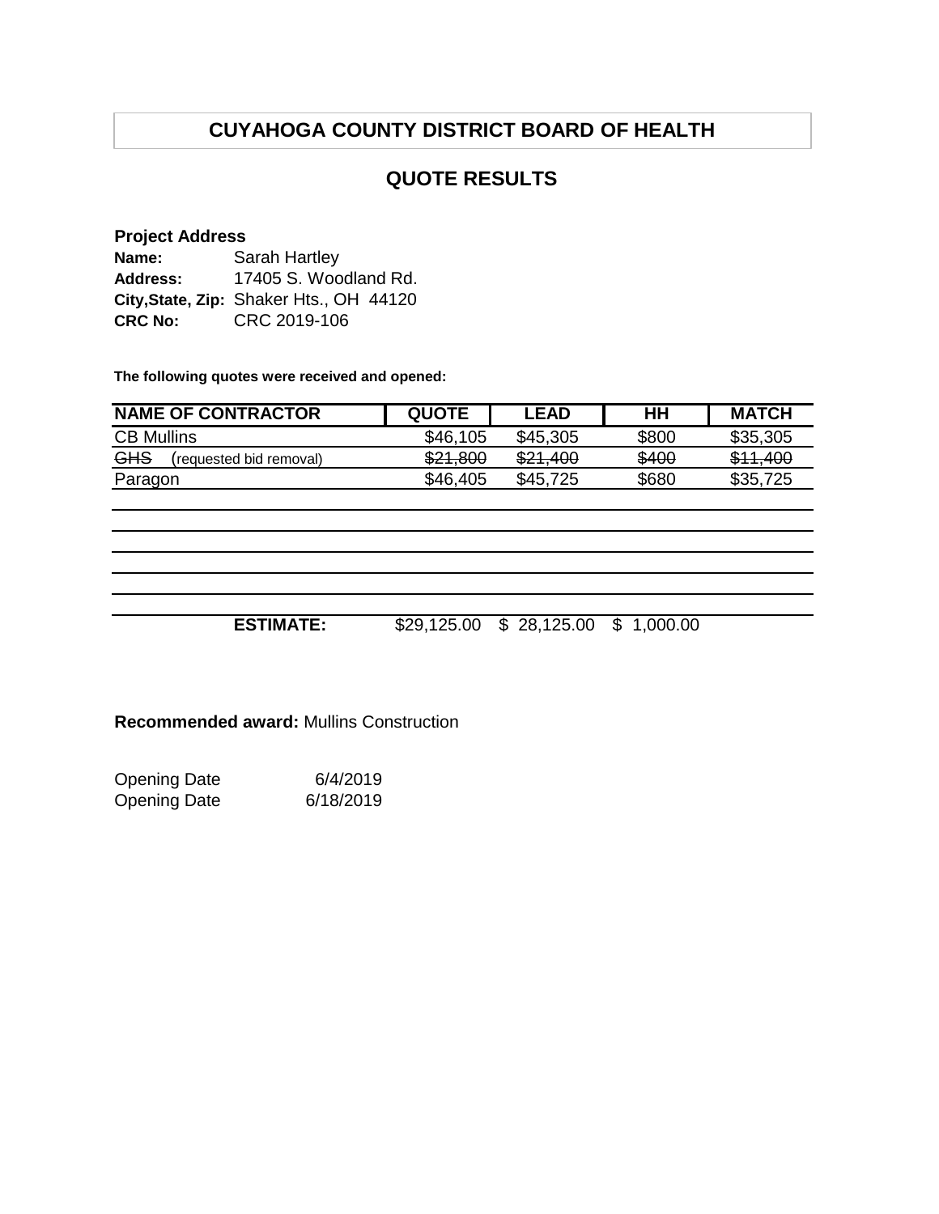# CUYAHOGA COUNTY DISTRICT BOARD OF HEALTH

## QUOTE RESULTS

**Project Address**

**Name:** Sarah Hartley
**Address:** 17405 S. Woodland Rd.
**City,State, Zip:** Shaker Hts., OH 44120
**CRC No:** CRC 2019-106

**The following quotes were received and opened:**

| NAME OF CONTRACTOR | QUOTE | LEAD | HH | MATCH |
|---|---|---|---|---|
| CB Mullins | $46,105 | $45,305 | $800 | $35,305 |
| ~~GHS~~ (requested bid removal) | ~~$21,800~~ | ~~$21,400~~ | ~~$400~~ | ~~$11,400~~ |
| Paragon | $46,405 | $45,725 | $680 | $35,725 |
| | | | | |
| | | | | |
| | | | | |
| | | | | |
| | | | | |
| **ESTIMATE:** | $29,125.00 | $ 28,125.00 | $ 1,000.00 | |

**Recommended award:** Mullins Construction

Opening Date 6/4/2019
Opening Date 6/18/2019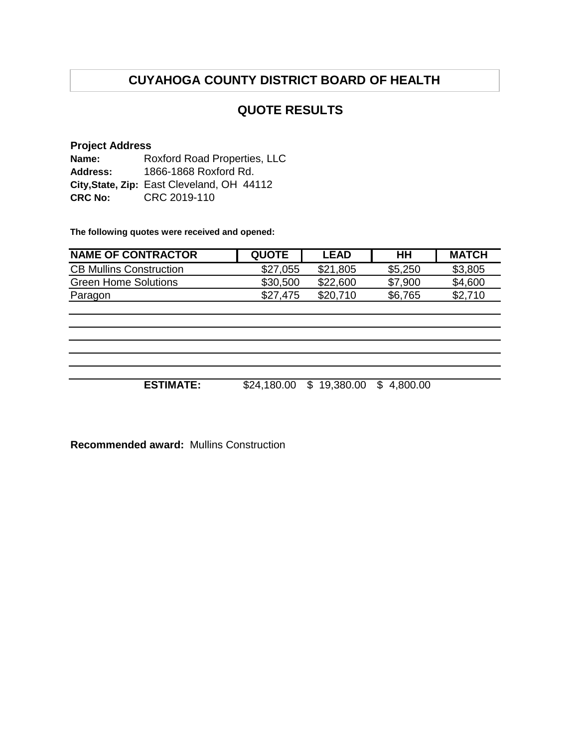# CUYAHOGA COUNTY DISTRICT BOARD OF HEALTH

## QUOTE RESULTS

**Project Address**
**Name:** Roxford Road Properties, LLC
**Address:** 1866-1868 Roxford Rd.
**City,State, Zip:** East Cleveland, OH 44112
**CRC No:** CRC 2019-110

**The following quotes were received and opened:**

| NAME OF CONTRACTOR | QUOTE | LEAD | HH | MATCH |
|---|---|---|---|---|
| CB Mullins Construction | $27,055 | $21,805 | $5,250 | $3,805 |
| Green Home Solutions | $30,500 | $22,600 | $7,900 | $4,600 |
| Paragon | $27,475 | $20,710 | $6,765 | $2,710 |
| | | | | |
| | | | | |
| | | | | |
| | | | | |
| | | | | |
| **ESTIMATE:** | $24,180.00 | $ 19,380.00 | $ 4,800.00 | |

**Recommended award:** Mullins Construction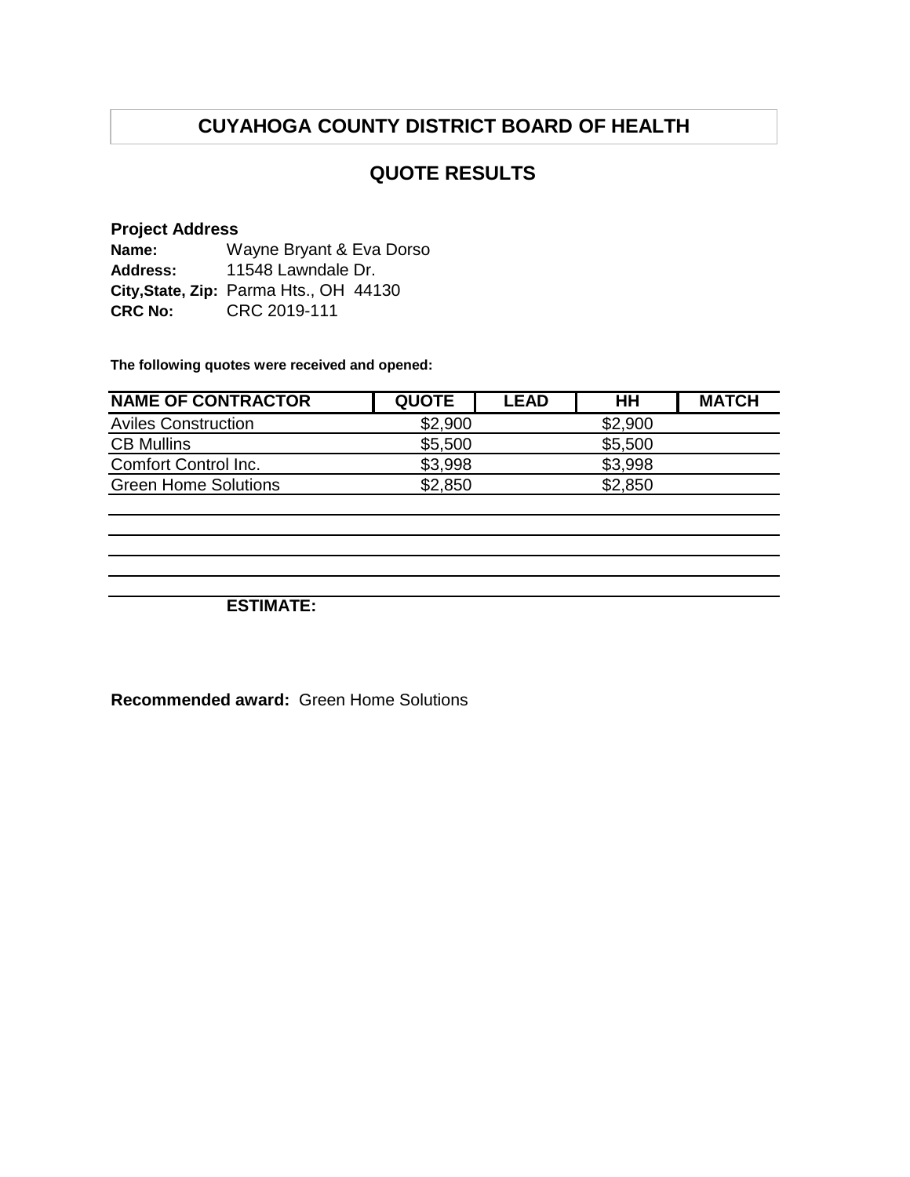# CUYAHOGA COUNTY DISTRICT BOARD OF HEALTH

## QUOTE RESULTS

**Project Address**
**Name:** Wayne Bryant & Eva Dorso
**Address:** 11548 Lawndale Dr.
**City,State, Zip:** Parma Hts., OH 44130
**CRC No:** CRC 2019-111

**The following quotes were received and opened:**

| NAME OF CONTRACTOR | QUOTE | LEAD | HH | MATCH |
|---|---|---|---|---|
| Aviles Construction | $2,900 | | $2,900 | |
| CB Mullins | $5,500 | | $5,500 | |
| Comfort Control Inc. | $3,998 | | $3,998 | |
| Green Home Solutions | $2,850 | | $2,850 | |
| | | | | |
| | | | | |
| | | | | |
| | | | | |
| **ESTIMATE:** | | | | |

**Recommended award:** Green Home Solutions